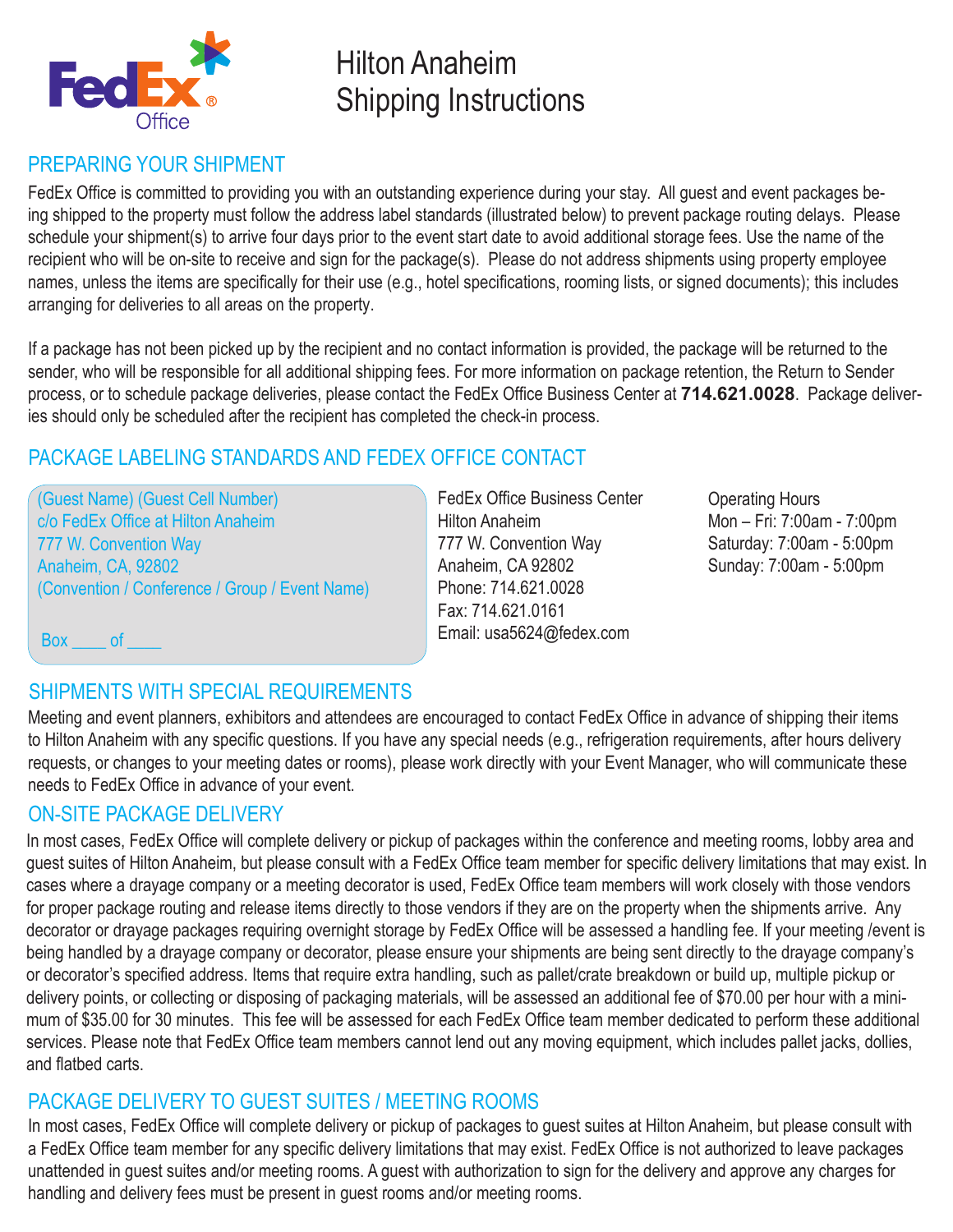FedEx Office

# Hilton Anaheim Shipping Instructions

## PREPARING YOUR SHIPMENT

FedEx Office is committed to providing you with an outstanding experience during your stay. All guest and event packages being shipped to the property must follow the address label standards (illustrated below) to prevent package routing delays. Please schedule your shipment(s) to arrive four days prior to the event start date to avoid additional storage fees. Use the name of the recipient who will be on-site to receive and sign for the package(s). Please do not address shipments using property employee names, unless the items are specifically for their use (e.g., hotel specifications, rooming lists, or signed documents); this includes arranging for deliveries to all areas on the property.

If a package has not been picked up by the recipient and no contact information is provided, the package will be returned to the sender, who will be responsible for all additional shipping fees. For more information on package retention, the Return to Sender process, or to schedule package deliveries, please contact the FedEx Office Business Center at **714.621.0028**. Package deliveries should only be scheduled after the recipient has completed the check-in process.

## PACKAGE LABELING STANDARDS AND FEDEX OFFICE CONTACT

(Guest Name) (Guest Cell Number)
c/o FedEx Office at Hilton Anaheim
777 W. Convention Way
Anaheim, CA, 92802
(Convention / Conference / Group / Event Name)

Box ____ of ____

FedEx Office Business Center
Hilton Anaheim
777 W. Convention Way
Anaheim, CA 92802
Phone: 714.621.0028
Fax: 714.621.0161
Email: usa5624@fedex.com

Operating Hours
Mon – Fri: 7:00am - 7:00pm
Saturday: 7:00am - 5:00pm
Sunday: 7:00am - 5:00pm

## SHIPMENTS WITH SPECIAL REQUIREMENTS

Meeting and event planners, exhibitors and attendees are encouraged to contact FedEx Office in advance of shipping their items to Hilton Anaheim with any specific questions. If you have any special needs (e.g., refrigeration requirements, after hours delivery requests, or changes to your meeting dates or rooms), please work directly with your Event Manager, who will communicate these needs to FedEx Office in advance of your event.

## ON-SITE PACKAGE DELIVERY

In most cases, FedEx Office will complete delivery or pickup of packages within the conference and meeting rooms, lobby area and guest suites of Hilton Anaheim, but please consult with a FedEx Office team member for specific delivery limitations that may exist. In cases where a drayage company or a meeting decorator is used, FedEx Office team members will work closely with those vendors for proper package routing and release items directly to those vendors if they are on the property when the shipments arrive. Any decorator or drayage packages requiring overnight storage by FedEx Office will be assessed a handling fee. If your meeting /event is being handled by a drayage company or decorator, please ensure your shipments are being sent directly to the drayage company's or decorator's specified address. Items that require extra handling, such as pallet/crate breakdown or build up, multiple pickup or delivery points, or collecting or disposing of packaging materials, will be assessed an additional fee of $70.00 per hour with a minimum of $35.00 for 30 minutes. This fee will be assessed for each FedEx Office team member dedicated to perform these additional services. Please note that FedEx Office team members cannot lend out any moving equipment, which includes pallet jacks, dollies, and flatbed carts.

## PACKAGE DELIVERY TO GUEST SUITES / MEETING ROOMS

In most cases, FedEx Office will complete delivery or pickup of packages to guest suites at Hilton Anaheim, but please consult with a FedEx Office team member for any specific delivery limitations that may exist. FedEx Office is not authorized to leave packages unattended in guest suites and/or meeting rooms. A guest with authorization to sign for the delivery and approve any charges for handling and delivery fees must be present in guest rooms and/or meeting rooms.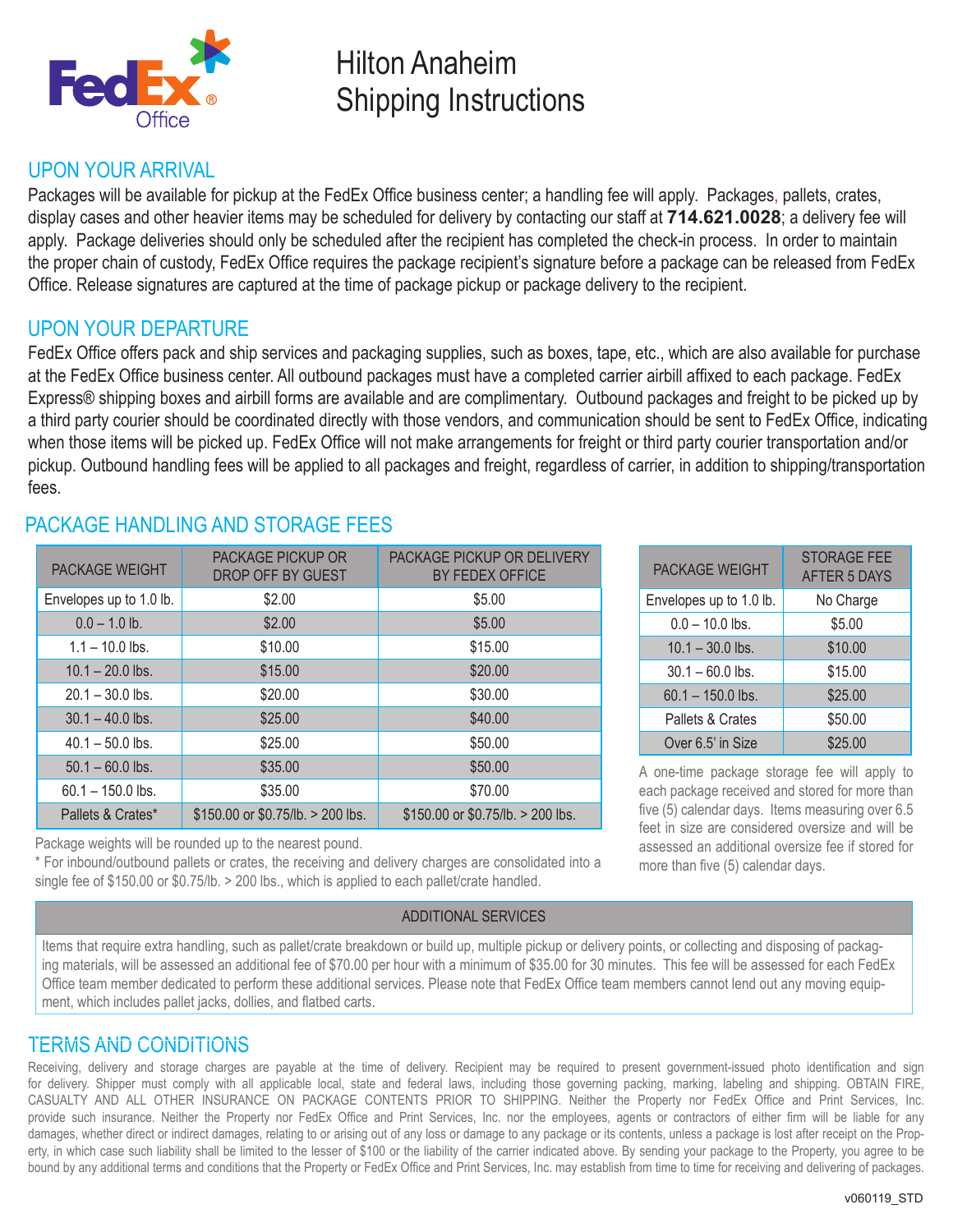# Hilton Anaheim Shipping Instructions

## UPON YOUR ARRIVAL

Packages will be available for pickup at the FedEx Office business center; a handling fee will apply. Packages, pallets, crates, display cases and other heavier items may be scheduled for delivery by contacting our staff at **714.621.0028**; a delivery fee will apply. Package deliveries should only be scheduled after the recipient has completed the check-in process. In order to maintain the proper chain of custody, FedEx Office requires the package recipient's signature before a package can be released from FedEx Office. Release signatures are captured at the time of package pickup or package delivery to the recipient.

## UPON YOUR DEPARTURE

FedEx Office offers pack and ship services and packaging supplies, such as boxes, tape, etc., which are also available for purchase at the FedEx Office business center. All outbound packages must have a completed carrier airbill affixed to each package. FedEx Express® shipping boxes and airbill forms are available and are complimentary. Outbound packages and freight to be picked up by a third party courier should be coordinated directly with those vendors, and communication should be sent to FedEx Office, indicating when those items will be picked up. FedEx Office will not make arrangements for freight or third party courier transportation and/or pickup. Outbound handling fees will be applied to all packages and freight, regardless of carrier, in addition to shipping/transportation fees.

## PACKAGE HANDLING AND STORAGE FEES

| PACKAGE WEIGHT | PACKAGE PICKUP OR DROP OFF BY GUEST | PACKAGE PICKUP OR DELIVERY BY FEDEX OFFICE |
|---|---|---|
| Envelopes up to 1.0 lb. | $2.00 | $5.00 |
| 0.0 – 1.0 lb. | $2.00 | $5.00 |
| 1.1 – 10.0 lbs. | $10.00 | $15.00 |
| 10.1 – 20.0 lbs. | $15.00 | $20.00 |
| 20.1 – 30.0 lbs. | $20.00 | $30.00 |
| 30.1 – 40.0 lbs. | $25.00 | $40.00 |
| 40.1 – 50.0 lbs. | $25.00 | $50.00 |
| 50.1 – 60.0 lbs. | $35.00 | $50.00 |
| 60.1 – 150.0 lbs. | $35.00 | $70.00 |
| Pallets & Crates* | $150.00 or $0.75/lb. > 200 lbs. | $150.00 or $0.75/lb. > 200 lbs. |

Package weights will be rounded up to the nearest pound.

* For inbound/outbound pallets or crates, the receiving and delivery charges are consolidated into a single fee of $150.00 or $0.75/lb. > 200 lbs., which is applied to each pallet/crate handled.

| PACKAGE WEIGHT | STORAGE FEE AFTER 5 DAYS |
|---|---|
| Envelopes up to 1.0 lb. | No Charge |
| 0.0 – 10.0 lbs. | $5.00 |
| 10.1 – 30.0 lbs. | $10.00 |
| 30.1 – 60.0 lbs. | $15.00 |
| 60.1 – 150.0 lbs. | $25.00 |
| Pallets & Crates | $50.00 |
| Over 6.5' in Size | $25.00 |

A one-time package storage fee will apply to each package received and stored for more than five (5) calendar days. Items measuring over 6.5 feet in size are considered oversize and will be assessed an additional oversize fee if stored for more than five (5) calendar days.

### ADDITIONAL SERVICES

Items that require extra handling, such as pallet/crate breakdown or build up, multiple pickup or delivery points, or collecting and disposing of packaging materials, will be assessed an additional fee of $70.00 per hour with a minimum of $35.00 for 30 minutes. This fee will be assessed for each FedEx Office team member dedicated to perform these additional services. Please note that FedEx Office team members cannot lend out any moving equipment, which includes pallet jacks, dollies, and flatbed carts.

## TERMS AND CONDITIONS

Receiving, delivery and storage charges are payable at the time of delivery. Recipient may be required to present government-issued photo identification and sign for delivery. Shipper must comply with all applicable local, state and federal laws, including those governing packing, marking, labeling and shipping. OBTAIN FIRE, CASUALTY AND ALL OTHER INSURANCE ON PACKAGE CONTENTS PRIOR TO SHIPPING. Neither the Property nor FedEx Office and Print Services, Inc. provide such insurance. Neither the Property nor FedEx Office and Print Services, Inc. nor the employees, agents or contractors of either firm will be liable for any damages, whether direct or indirect damages, relating to or arising out of any loss or damage to any package or its contents, unless a package is lost after receipt on the Property, in which case such liability shall be limited to the lesser of $100 or the liability of the carrier indicated above. By sending your package to the Property, you agree to be bound by any additional terms and conditions that the Property or FedEx Office and Print Services, Inc. may establish from time to time for receiving and delivering of packages.

v060119_STD